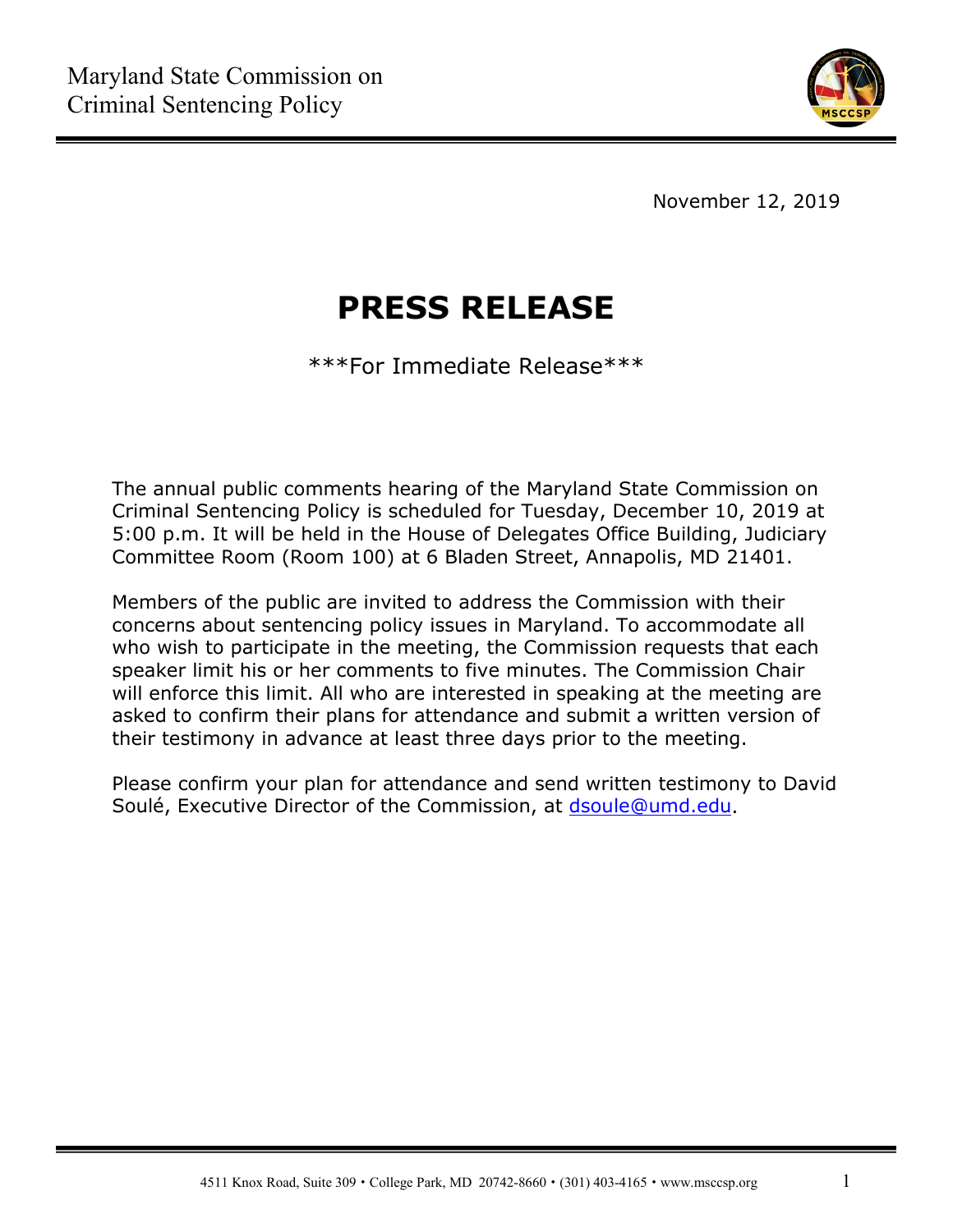Maryland State Commission on
Criminal Sentencing Policy

November 12, 2019

# PRESS RELEASE

***For Immediate Release***

The annual public comments hearing of the Maryland State Commission on Criminal Sentencing Policy is scheduled for Tuesday, December 10, 2019 at 5:00 p.m. It will be held in the House of Delegates Office Building, Judiciary Committee Room (Room 100) at 6 Bladen Street, Annapolis, MD 21401.

Members of the public are invited to address the Commission with their concerns about sentencing policy issues in Maryland. To accommodate all who wish to participate in the meeting, the Commission requests that each speaker limit his or her comments to five minutes. The Commission Chair will enforce this limit. All who are interested in speaking at the meeting are asked to confirm their plans for attendance and submit a written version of their testimony in advance at least three days prior to the meeting.

Please confirm your plan for attendance and send written testimony to David Soulé, Executive Director of the Commission, at dsoule@umd.edu.

4511 Knox Road, Suite 309 • College Park, MD 20742-8660 • (301) 403-4165 • www.msccsp.org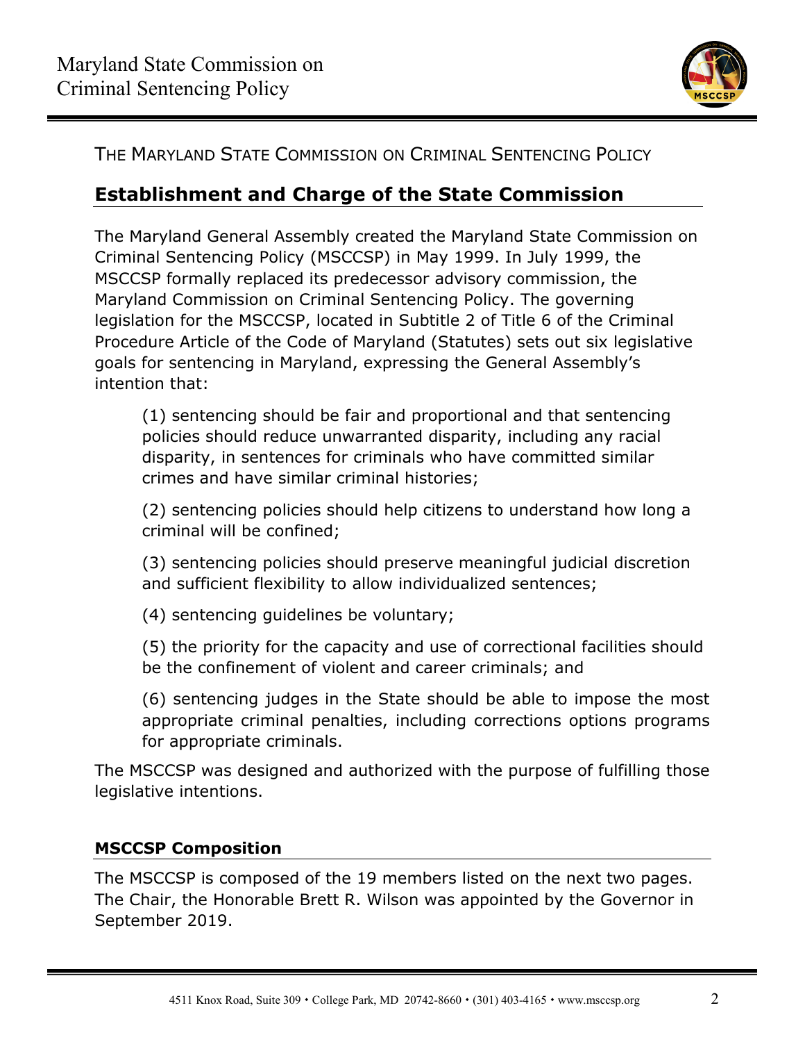# Maryland State Commission on Criminal Sentencing Policy

THE MARYLAND STATE COMMISSION ON CRIMINAL SENTENCING POLICY

## Establishment and Charge of the State Commission

The Maryland General Assembly created the Maryland State Commission on Criminal Sentencing Policy (MSCCSP) in May 1999. In July 1999, the MSCCSP formally replaced its predecessor advisory commission, the Maryland Commission on Criminal Sentencing Policy. The governing legislation for the MSCCSP, located in Subtitle 2 of Title 6 of the Criminal Procedure Article of the Code of Maryland (Statutes) sets out six legislative goals for sentencing in Maryland, expressing the General Assembly's intention that:

> (1) sentencing should be fair and proportional and that sentencing policies should reduce unwarranted disparity, including any racial disparity, in sentences for criminals who have committed similar crimes and have similar criminal histories;
>
> (2) sentencing policies should help citizens to understand how long a criminal will be confined;
>
> (3) sentencing policies should preserve meaningful judicial discretion and sufficient flexibility to allow individualized sentences;
>
> (4) sentencing guidelines be voluntary;
>
> (5) the priority for the capacity and use of correctional facilities should be the confinement of violent and career criminals; and
>
> (6) sentencing judges in the State should be able to impose the most appropriate criminal penalties, including corrections options programs for appropriate criminals.

The MSCCSP was designed and authorized with the purpose of fulfilling those legislative intentions.

### MSCCSP Composition

The MSCCSP is composed of the 19 members listed on the next two pages. The Chair, the Honorable Brett R. Wilson was appointed by the Governor in September 2019.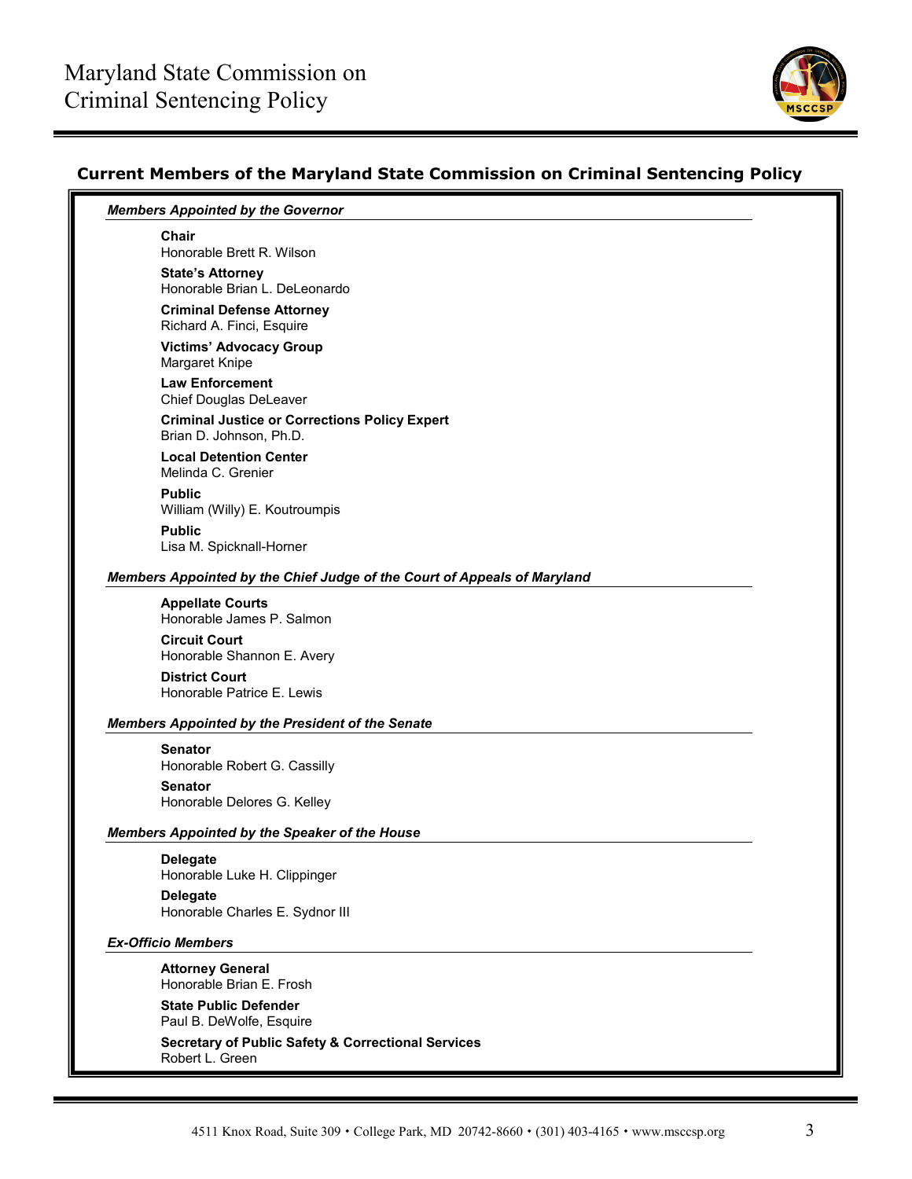## Current Members of the Maryland State Commission on Criminal Sentencing Policy

***Members Appointed by the Governor***

**Chair**
Honorable Brett R. Wilson

**State's Attorney**
Honorable Brian L. DeLeonardo

**Criminal Defense Attorney**
Richard A. Finci, Esquire

**Victims' Advocacy Group**
Margaret Knipe

**Law Enforcement**
Chief Douglas DeLeaver

**Criminal Justice or Corrections Policy Expert**
Brian D. Johnson, Ph.D.

**Local Detention Center**
Melinda C. Grenier

**Public**
William (Willy) E. Koutroumpis

**Public**
Lisa M. Spicknall-Horner

***Members Appointed by the Chief Judge of the Court of Appeals of Maryland***

**Appellate Courts**
Honorable James P. Salmon

**Circuit Court**
Honorable Shannon E. Avery

**District Court**
Honorable Patrice E. Lewis

***Members Appointed by the President of the Senate***

**Senator**
Honorable Robert G. Cassilly

**Senator**
Honorable Delores G. Kelley

***Members Appointed by the Speaker of the House***

**Delegate**
Honorable Luke H. Clippinger

**Delegate**
Honorable Charles E. Sydnor III

***Ex-Officio Members***

**Attorney General**
Honorable Brian E. Frosh

**State Public Defender**
Paul B. DeWolfe, Esquire

**Secretary of Public Safety & Correctional Services**
Robert L. Green